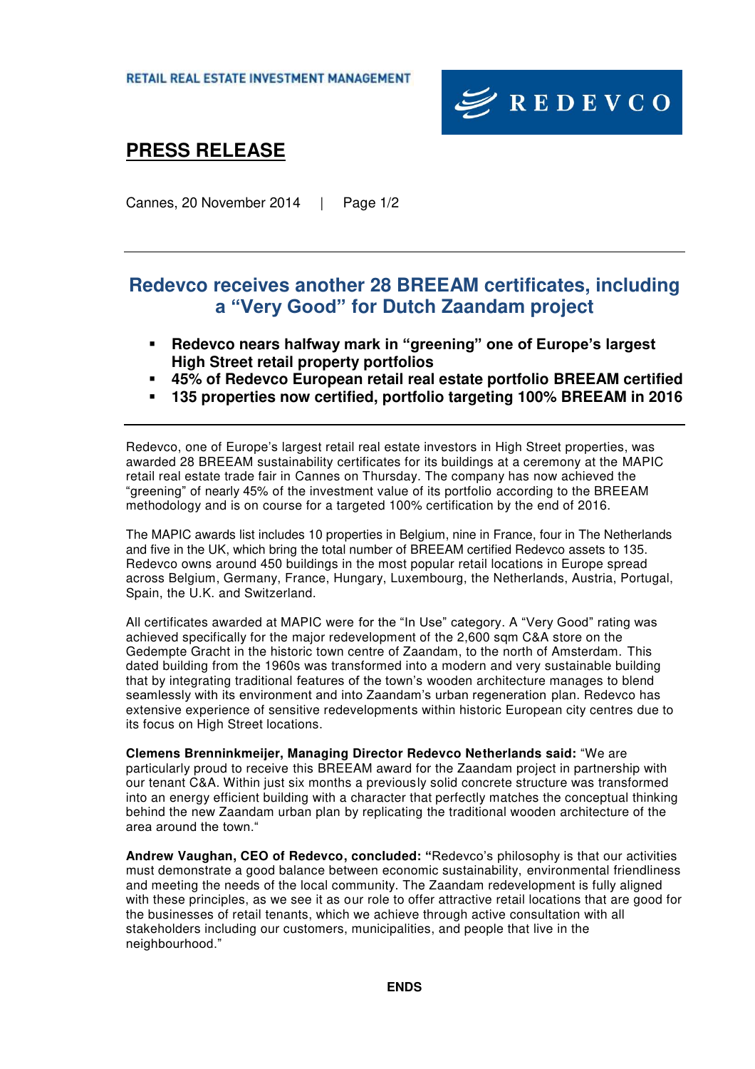RETAIL REAL ESTATE INVESTMENT MANAGEMENT

REDEVCO

# PRESS RELEASE

Cannes, 20 November 2014

## Redevco receives another 28 BREEAM certificates, including a "Very Good" for Dutch Zaandam project

- **Redevco nears halfway mark in "greening" one of Europe's largest High Street retail property portfolios**
- **45% of Redevco European retail real estate portfolio BREEAM certified**
- **135 properties now certified, portfolio targeting 100% BREEAM in 2016**

Redevco, one of Europe's largest retail real estate investors in High Street properties, was awarded 28 BREEAM sustainability certificates for its buildings at a ceremony at the MAPIC retail real estate trade fair in Cannes on Thursday. The company has now achieved the "greening" of nearly 45% of the investment value of its portfolio according to the BREEAM methodology and is on course for a targeted 100% certification by the end of 2016.

The MAPIC awards list includes 10 properties in Belgium, nine in France, four in The Netherlands and five in the UK, which bring the total number of BREEAM certified Redevco assets to 135. Redevco owns around 450 buildings in the most popular retail locations in Europe spread across Belgium, Germany, France, Hungary, Luxembourg, the Netherlands, Austria, Portugal, Spain, the U.K. and Switzerland.

All certificates awarded at MAPIC were for the "In Use" category. A "Very Good" rating was achieved specifically for the major redevelopment of the 2,600 sqm C&A store on the Gedempte Gracht in the historic town centre of Zaandam, to the north of Amsterdam. This dated building from the 1960s was transformed into a modern and very sustainable building that by integrating traditional features of the town's wooden architecture manages to blend seamlessly with its environment and into Zaandam's urban regeneration plan. Redevco has extensive experience of sensitive redevelopments within historic European city centres due to its focus on High Street locations.

**Clemens Brenninkmeijer, Managing Director Redevco Netherlands said:** "We are particularly proud to receive this BREEAM award for the Zaandam project in partnership with our tenant C&A. Within just six months a previously solid concrete structure was transformed into an energy efficient building with a character that perfectly matches the conceptual thinking behind the new Zaandam urban plan by replicating the traditional wooden architecture of the area around the town."

**Andrew Vaughan, CEO of Redevco, concluded: "**Redevco's philosophy is that our activities must demonstrate a good balance between economic sustainability, environmental friendliness and meeting the needs of the local community. The Zaandam redevelopment is fully aligned with these principles, as we see it as our role to offer attractive retail locations that are good for the businesses of retail tenants, which we achieve through active consultation with all stakeholders including our customers, municipalities, and people that live in the neighbourhood."

**ENDS**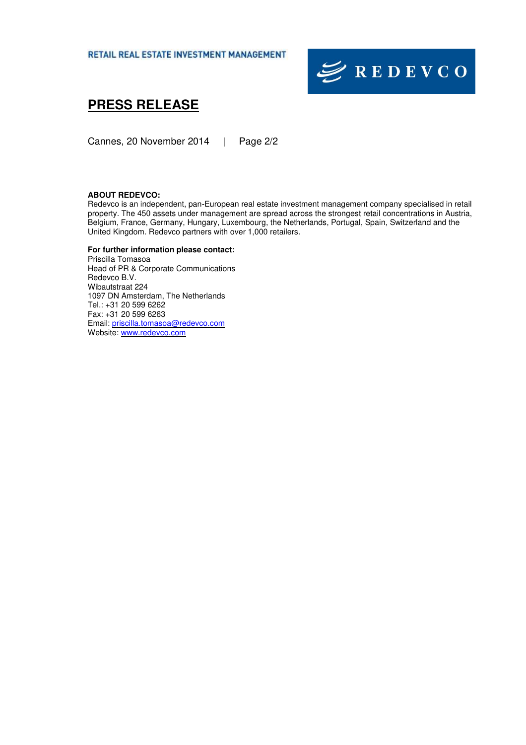# PRESS RELEASE

Cannes, 20 November 2014

**ABOUT REDEVCO:**
Redevco is an independent, pan-European real estate investment management company specialised in retail property. The 450 assets under management are spread across the strongest retail concentrations in Austria, Belgium, France, Germany, Hungary, Luxembourg, the Netherlands, Portugal, Spain, Switzerland and the United Kingdom. Redevco partners with over 1,000 retailers.

**For further information please contact:**
Priscilla Tomasoa
Head of PR & Corporate Communications
Redevco B.V.
Wibautstraat 224
1097 DN Amsterdam, The Netherlands
Tel.: +31 20 599 6262
Fax: +31 20 599 6263
Email: priscilla.tomasoa@redevco.com
Website: www.redevco.com